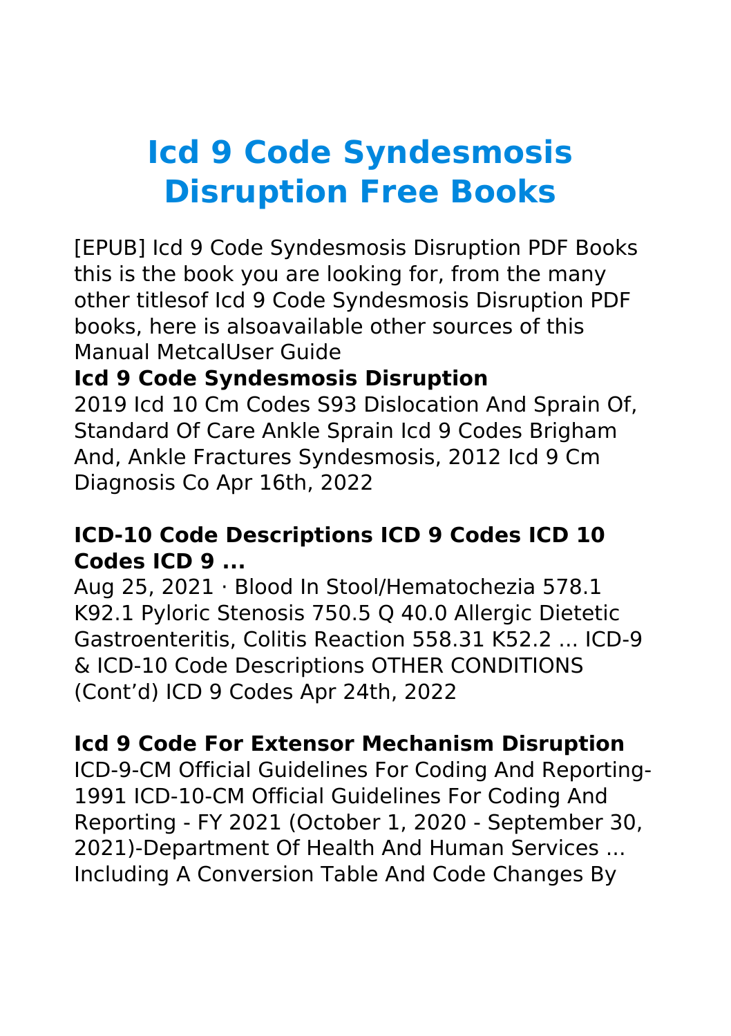# Icd 9 Code Syndesmosis Disruption Free Books

[EPUB] Icd 9 Code Syndesmosis Disruption PDF Books this is the book you are looking for, from the many other titlesof Icd 9 Code Syndesmosis Disruption PDF books, here is alsoavailable other sources of this Manual MetcalUser Guide

### Icd 9 Code Syndesmosis Disruption

2019 Icd 10 Cm Codes S93 Dislocation And Sprain Of, Standard Of Care Ankle Sprain Icd 9 Codes Brigham And, Ankle Fractures Syndesmosis, 2012 Icd 9 Cm Diagnosis Co Apr 16th, 2022

### ICD-10 Code Descriptions ICD 9 Codes ICD 10 Codes ICD 9 ...

Aug 25, 2021 · Blood In Stool/Hematochezia 578.1 K92.1 Pyloric Stenosis 750.5 Q 40.0 Allergic Dietetic Gastroenteritis, Colitis Reaction 558.31 K52.2 ... ICD-9 & ICD-10 Code Descriptions OTHER CONDITIONS (Cont'd) ICD 9 Codes Apr 24th, 2022

### Icd 9 Code For Extensor Mechanism Disruption

ICD-9-CM Official Guidelines For Coding And Reporting-1991 ICD-10-CM Official Guidelines For Coding And Reporting - FY 2021 (October 1, 2020 - September 30, 2021)-Department Of Health And Human Services ... Including A Conversion Table And Code Changes By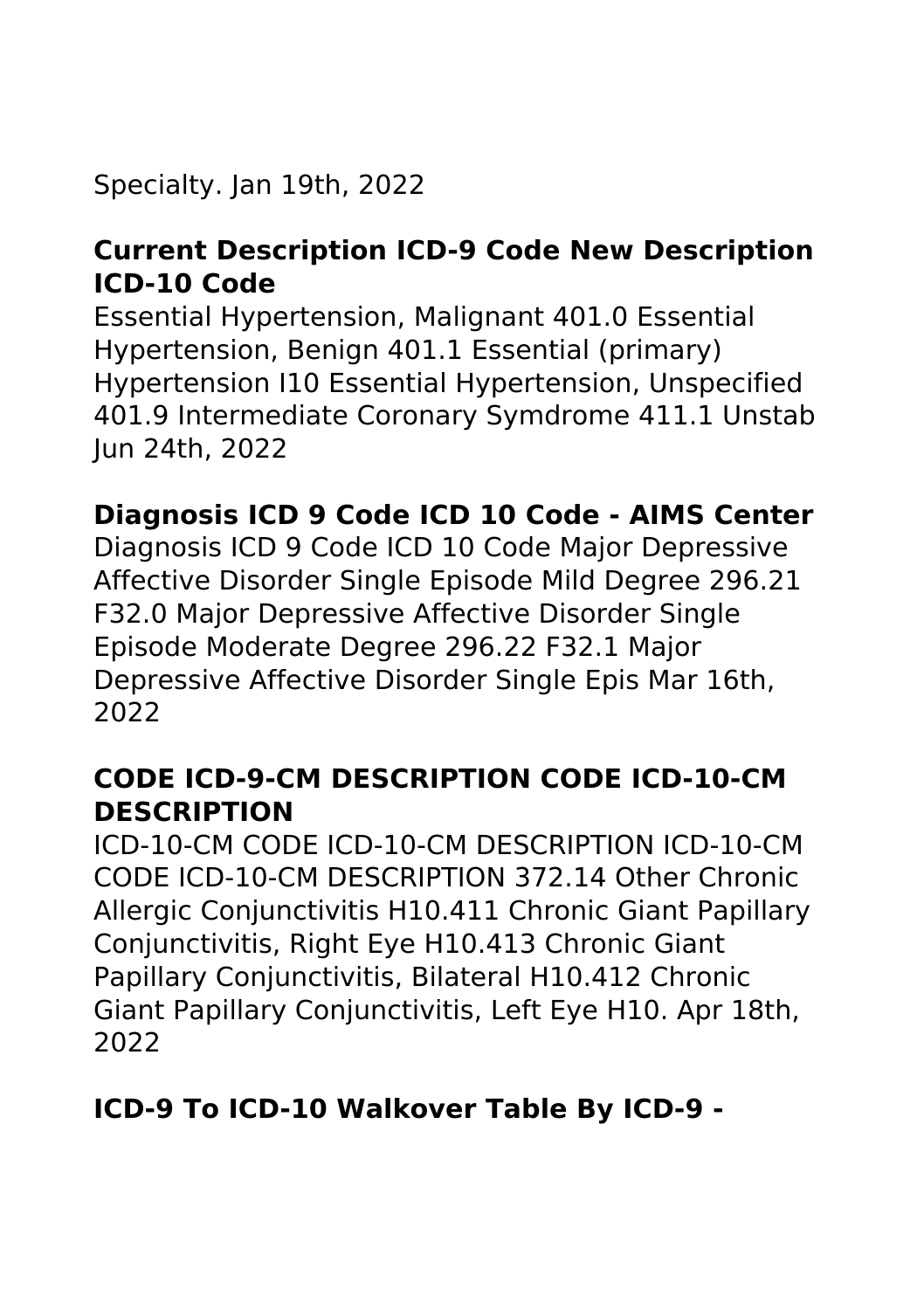Specialty. Jan 19th, 2022

### Current Description ICD-9 Code New Description ICD-10 Code

Essential Hypertension, Malignant 401.0 Essential Hypertension, Benign 401.1 Essential (primary) Hypertension I10 Essential Hypertension, Unspecified 401.9 Intermediate Coronary Symdrome 411.1 Unstab Jun 24th, 2022

### Diagnosis ICD 9 Code ICD 10 Code - AIMS Center

Diagnosis ICD 9 Code ICD 10 Code Major Depressive Affective Disorder Single Episode Mild Degree 296.21 F32.0 Major Depressive Affective Disorder Single Episode Moderate Degree 296.22 F32.1 Major Depressive Affective Disorder Single Epis Mar 16th, 2022

### CODE ICD-9-CM DESCRIPTION CODE ICD-10-CM DESCRIPTION

ICD-10-CM CODE ICD-10-CM DESCRIPTION ICD-10-CM CODE ICD-10-CM DESCRIPTION 372.14 Other Chronic Allergic Conjunctivitis H10.411 Chronic Giant Papillary Conjunctivitis, Right Eye H10.413 Chronic Giant Papillary Conjunctivitis, Bilateral H10.412 Chronic Giant Papillary Conjunctivitis, Left Eye H10. Apr 18th, 2022

### ICD-9 To ICD-10 Walkover Table By ICD-9 -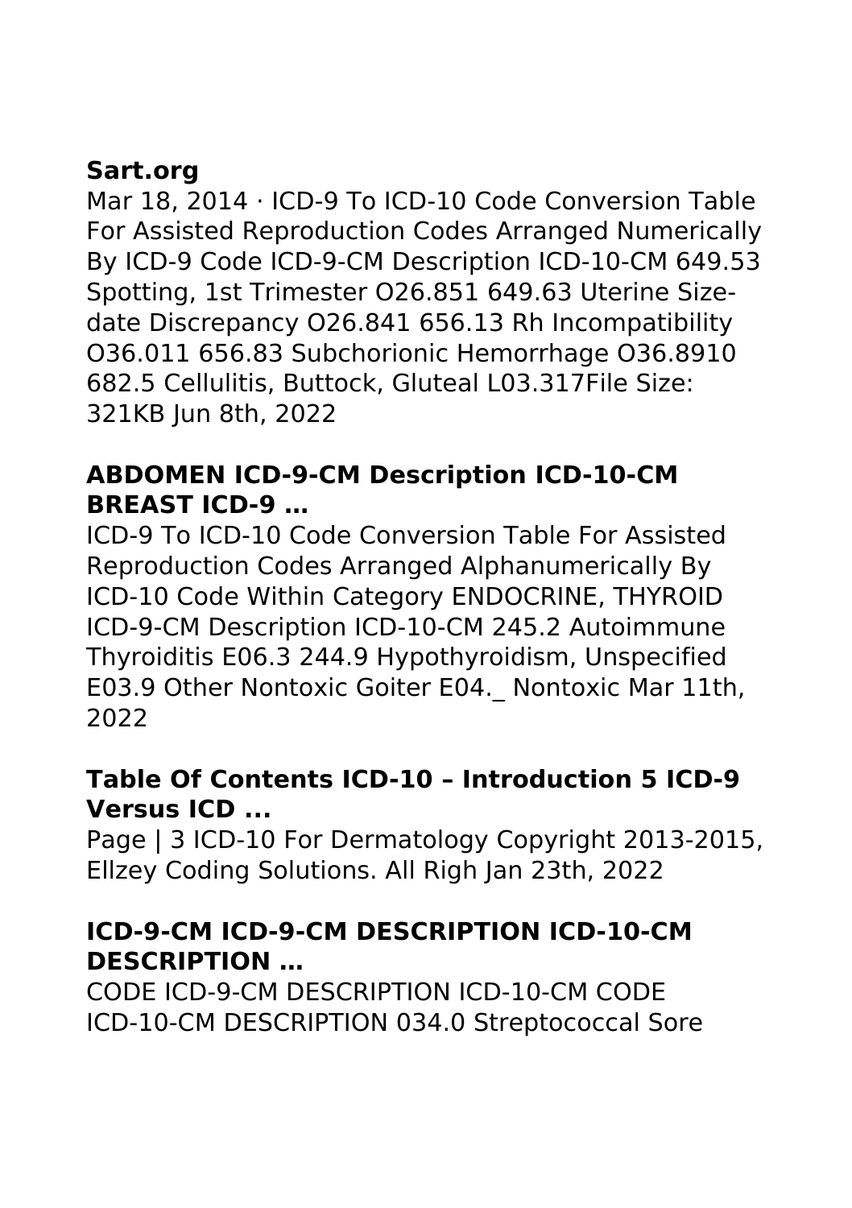### Sart.org

Mar 18, 2014 · ICD-9 To ICD-10 Code Conversion Table For Assisted Reproduction Codes Arranged Numerically By ICD-9 Code ICD-9-CM Description ICD-10-CM 649.53 Spotting, 1st Trimester O26.851 649.63 Uterine Size-date Discrepancy O26.841 656.13 Rh Incompatibility O36.011 656.83 Subchorionic Hemorrhage O36.8910 682.5 Cellulitis, Buttock, Gluteal L03.317File Size: 321KB Jun 8th, 2022

### ABDOMEN ICD-9-CM Description ICD-10-CM BREAST ICD-9 …

ICD-9 To ICD-10 Code Conversion Table For Assisted Reproduction Codes Arranged Alphanumerically By ICD-10 Code Within Category ENDOCRINE, THYROID ICD-9-CM Description ICD-10-CM 245.2 Autoimmune Thyroiditis E06.3 244.9 Hypothyroidism, Unspecified E03.9 Other Nontoxic Goiter E04._ Nontoxic Mar 11th, 2022

### Table Of Contents ICD-10 – Introduction 5 ICD-9 Versus ICD ...

Page | 3 ICD-10 For Dermatology Copyright 2013-2015, Ellzey Coding Solutions. All Righ Jan 23th, 2022

### ICD-9-CM ICD-9-CM DESCRIPTION ICD-10-CM DESCRIPTION …

CODE ICD-9-CM DESCRIPTION ICD-10-CM CODE ICD-10-CM DESCRIPTION 034.0 Streptococcal Sore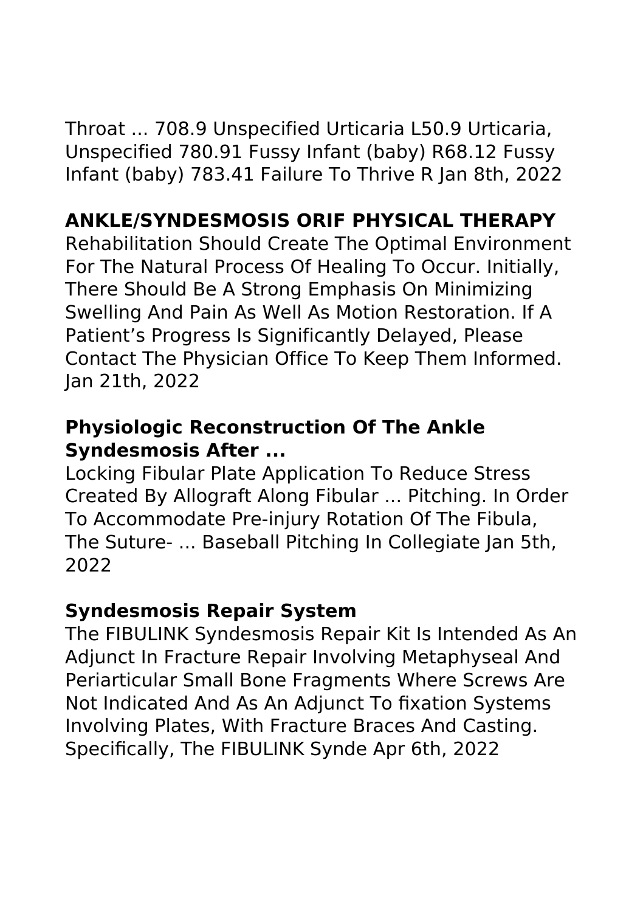Throat ... 708.9 Unspecified Urticaria L50.9 Urticaria, Unspecified 780.91 Fussy Infant (baby) R68.12 Fussy Infant (baby) 783.41 Failure To Thrive R Jan 8th, 2022

## ANKLE/SYNDESMOSIS ORIF PHYSICAL THERAPY

Rehabilitation Should Create The Optimal Environment For The Natural Process Of Healing To Occur. Initially, There Should Be A Strong Emphasis On Minimizing Swelling And Pain As Well As Motion Restoration. If A Patient's Progress Is Significantly Delayed, Please Contact The Physician Office To Keep Them Informed. Jan 21th, 2022

### Physiologic Reconstruction Of The Ankle Syndesmosis After ...

Locking Fibular Plate Application To Reduce Stress Created By Allograft Along Fibular ... Pitching. In Order To Accommodate Pre-injury Rotation Of The Fibula, The Suture- ... Baseball Pitching In Collegiate Jan 5th, 2022

### Syndesmosis Repair System

The FIBULINK Syndesmosis Repair Kit Is Intended As An Adjunct In Fracture Repair Involving Metaphyseal And Periarticular Small Bone Fragments Where Screws Are Not Indicated And As An Adjunct To fixation Systems Involving Plates, With Fracture Braces And Casting. Specifically, The FIBULINK Synde Apr 6th, 2022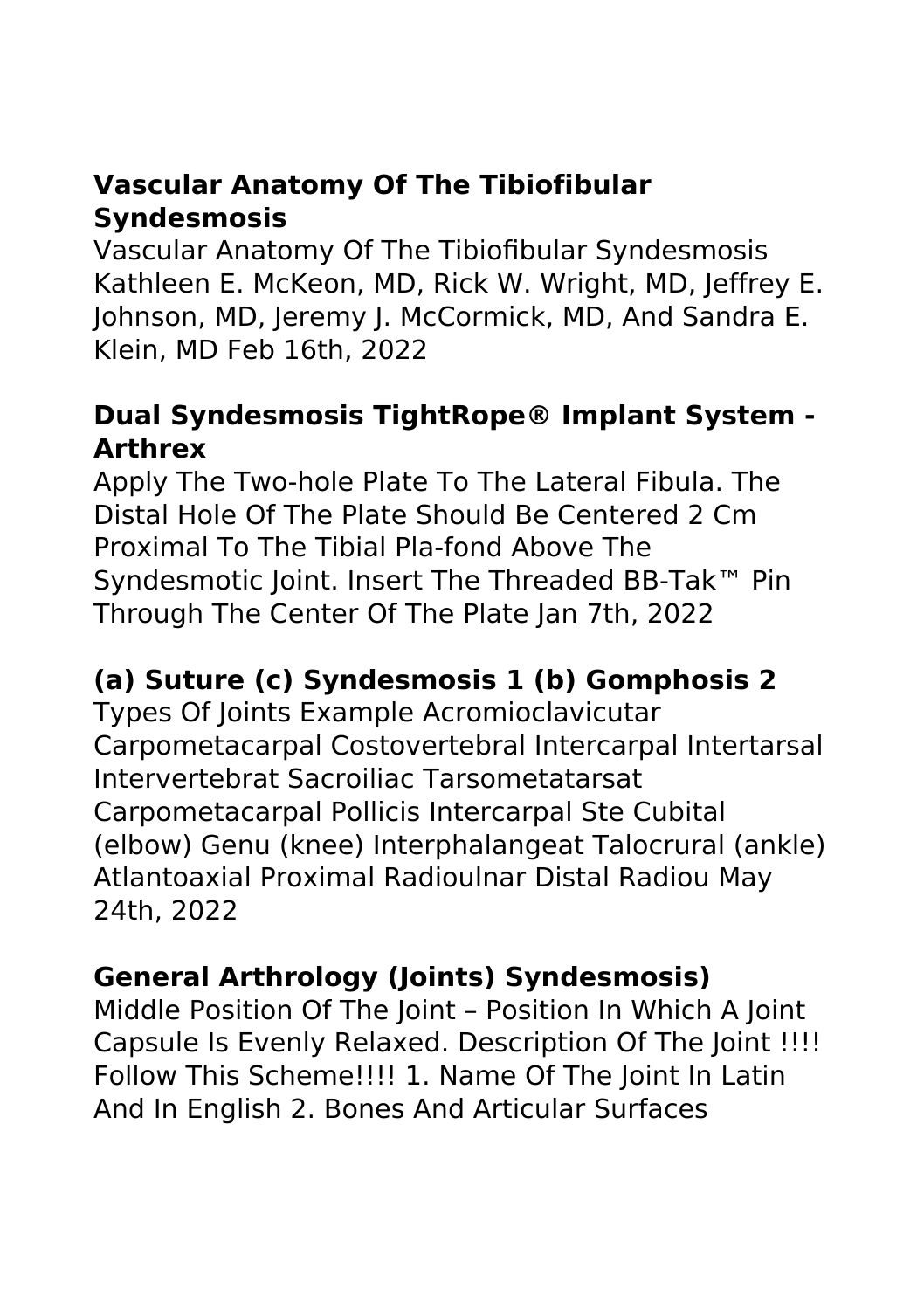## Vascular Anatomy Of The Tibiofibular Syndesmosis

Vascular Anatomy Of The Tibiofibular Syndesmosis Kathleen E. McKeon, MD, Rick W. Wright, MD, Jeffrey E. Johnson, MD, Jeremy J. McCormick, MD, And Sandra E. Klein, MD Feb 16th, 2022

## Dual Syndesmosis TightRope® Implant System - Arthrex

Apply The Two-hole Plate To The Lateral Fibula. The Distal Hole Of The Plate Should Be Centered 2 Cm Proximal To The Tibial Pla-fond Above The Syndesmotic Joint. Insert The Threaded BB-Tak™ Pin Through The Center Of The Plate Jan 7th, 2022

## (a) Suture (c) Syndesmosis 1 (b) Gomphosis 2

Types Of Joints Example Acromioclavicutar Carpometacarpal Costovertebral Intercarpal Intertarsal Intervertebrat Sacroiliac Tarsometatarsat Carpometacarpal Pollicis Intercarpal Ste Cubital (elbow) Genu (knee) Interphalangeat Talocrural (ankle) Atlantoaxial Proximal Radioulnar Distal Radiou May 24th, 2022

## General Arthrology (Joints) Syndesmosis)

Middle Position Of The Joint – Position In Which A Joint Capsule Is Evenly Relaxed. Description Of The Joint !!!! Follow This Scheme!!!! 1. Name Of The Joint In Latin And In English 2. Bones And Articular Surfaces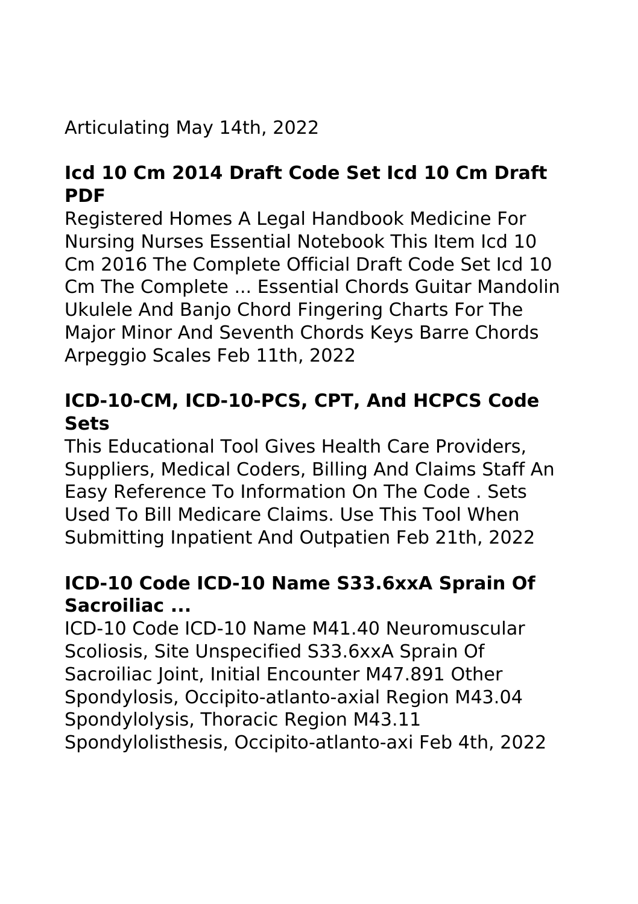Articulating May 14th, 2022

## Icd 10 Cm 2014 Draft Code Set Icd 10 Cm Draft PDF

Registered Homes A Legal Handbook Medicine For Nursing Nurses Essential Notebook This Item Icd 10 Cm 2016 The Complete Official Draft Code Set Icd 10 Cm The Complete ... Essential Chords Guitar Mandolin Ukulele And Banjo Chord Fingering Charts For The Major Minor And Seventh Chords Keys Barre Chords Arpeggio Scales Feb 11th, 2022

## ICD-10-CM, ICD-10-PCS, CPT, And HCPCS Code Sets

This Educational Tool Gives Health Care Providers, Suppliers, Medical Coders, Billing And Claims Staff An Easy Reference To Information On The Code . Sets Used To Bill Medicare Claims. Use This Tool When Submitting Inpatient And Outpatien Feb 21th, 2022

## ICD-10 Code ICD-10 Name S33.6xxA Sprain Of Sacroiliac ...

ICD-10 Code ICD-10 Name M41.40 Neuromuscular Scoliosis, Site Unspecified S33.6xxA Sprain Of Sacroiliac Joint, Initial Encounter M47.891 Other Spondylosis, Occipito-atlanto-axial Region M43.04 Spondylolysis, Thoracic Region M43.11 Spondylolisthesis, Occipito-atlanto-axi Feb 4th, 2022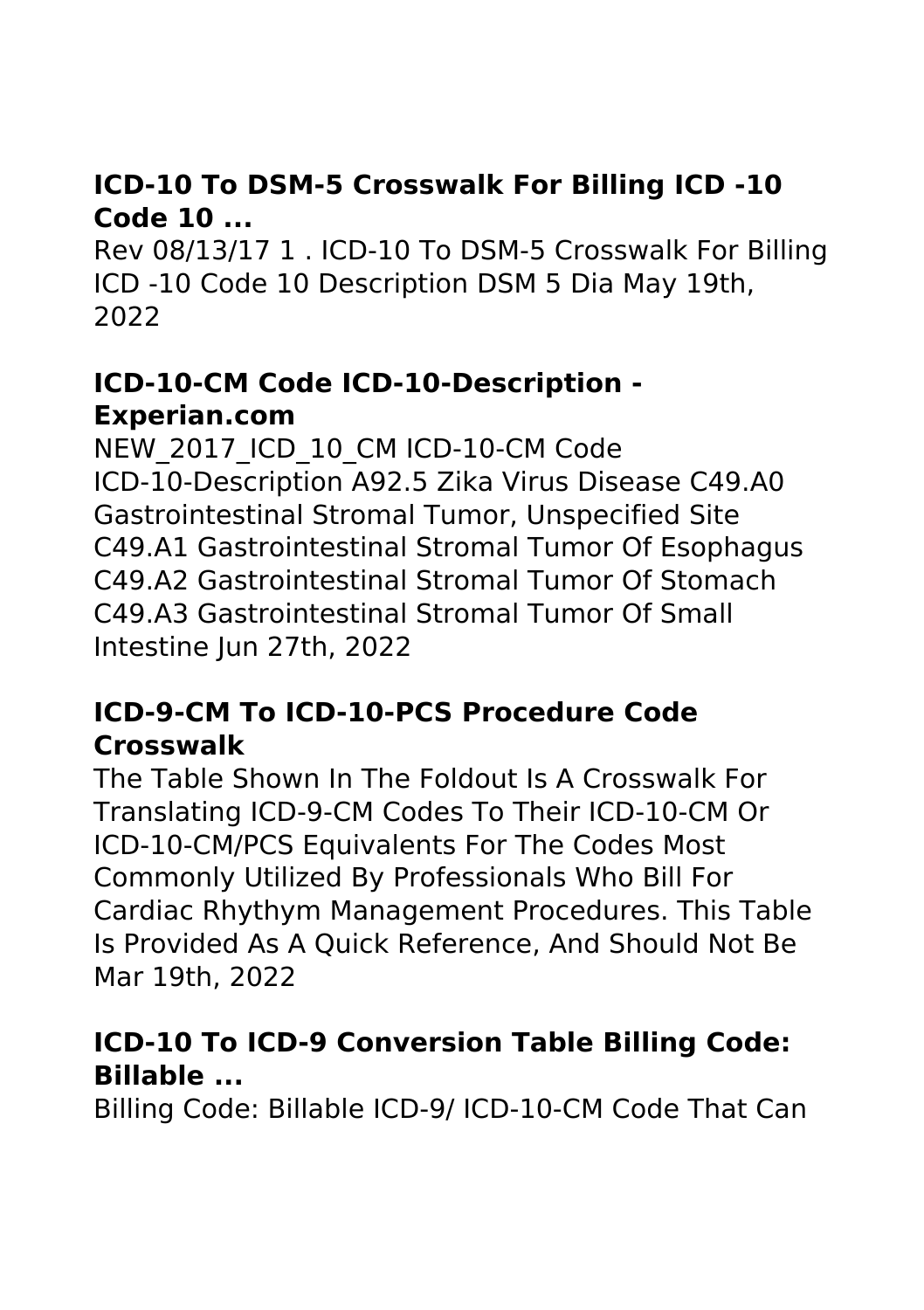## ICD-10 To DSM-5 Crosswalk For Billing ICD -10 Code 10 ...

Rev 08/13/17 1 . ICD-10 To DSM-5 Crosswalk For Billing ICD -10 Code 10 Description DSM 5 Dia May 19th, 2022

## ICD-10-CM Code ICD-10-Description - Experian.com

NEW_2017_ICD_10_CM ICD-10-CM Code ICD-10-Description A92.5 Zika Virus Disease C49.A0 Gastrointestinal Stromal Tumor, Unspecified Site C49.A1 Gastrointestinal Stromal Tumor Of Esophagus C49.A2 Gastrointestinal Stromal Tumor Of Stomach C49.A3 Gastrointestinal Stromal Tumor Of Small Intestine Jun 27th, 2022

## ICD-9-CM To ICD-10-PCS Procedure Code Crosswalk

The Table Shown In The Foldout Is A Crosswalk For Translating ICD-9-CM Codes To Their ICD-10-CM Or ICD-10-CM/PCS Equivalents For The Codes Most Commonly Utilized By Professionals Who Bill For Cardiac Rhythym Management Procedures. This Table Is Provided As A Quick Reference, And Should Not Be Mar 19th, 2022

## ICD-10 To ICD-9 Conversion Table Billing Code: Billable ...

Billing Code: Billable ICD-9/ ICD-10-CM Code That Can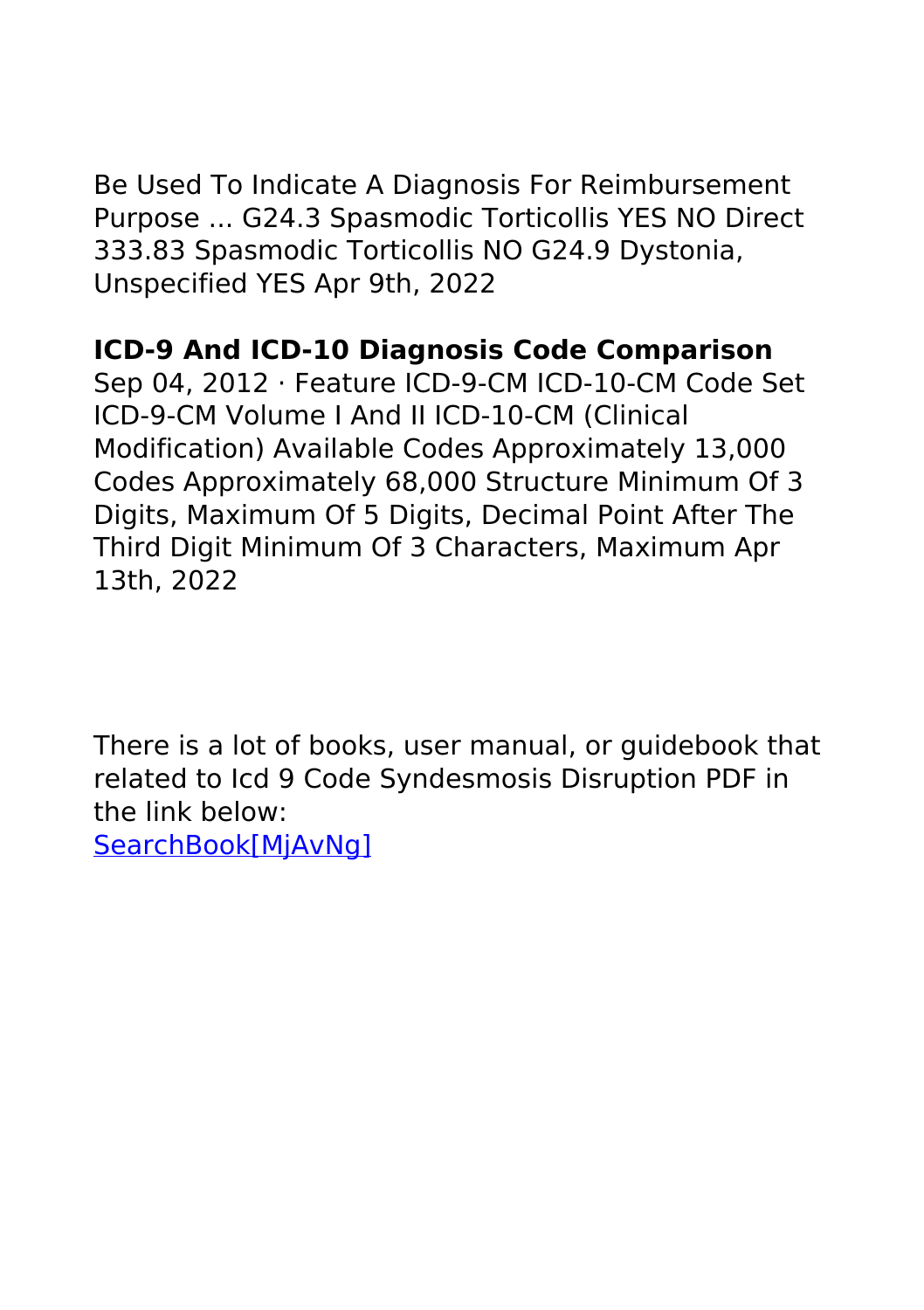Be Used To Indicate A Diagnosis For Reimbursement Purpose ... G24.3 Spasmodic Torticollis YES NO Direct 333.83 Spasmodic Torticollis NO G24.9 Dystonia, Unspecified YES Apr 9th, 2022

**ICD-9 And ICD-10 Diagnosis Code Comparison**

Sep 04, 2012 · Feature ICD-9-CM ICD-10-CM Code Set ICD-9-CM Volume I And II ICD-10-CM (Clinical Modification) Available Codes Approximately 13,000 Codes Approximately 68,000 Structure Minimum Of 3 Digits, Maximum Of 5 Digits, Decimal Point After The Third Digit Minimum Of 3 Characters, Maximum Apr 13th, 2022

There is a lot of books, user manual, or guidebook that related to Icd 9 Code Syndesmosis Disruption PDF in the link below:

[SearchBook[MjAvNg]]